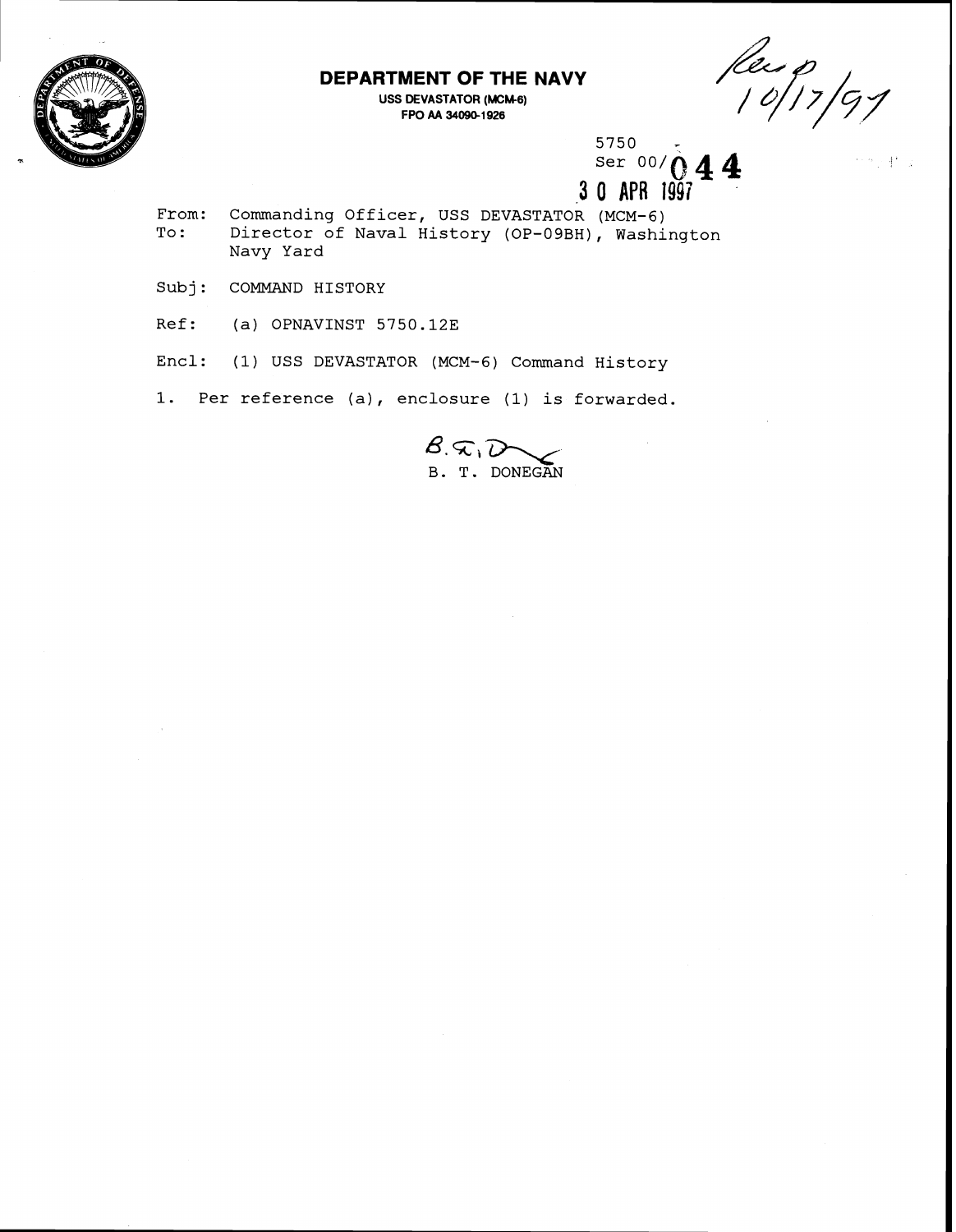**DEPARTMENT OF THE NAVY**

USS DEVASTATOR (MCM-6)
FPO AA 34090-1926

Rec'd 10/17/97

5750
Ser 00/044
30 APR 1997

From: Commanding Officer, USS DEVASTATOR (MCM-6)
To: Director of Naval History (OP-09BH), Washington Navy Yard

Subj: COMMAND HISTORY

Ref: (a) OPNAVINST 5750.12E

Encl: (1) USS DEVASTATOR (MCM-6) Command History

1. Per reference (a), enclosure (1) is forwarded.

B. T. DONEGAN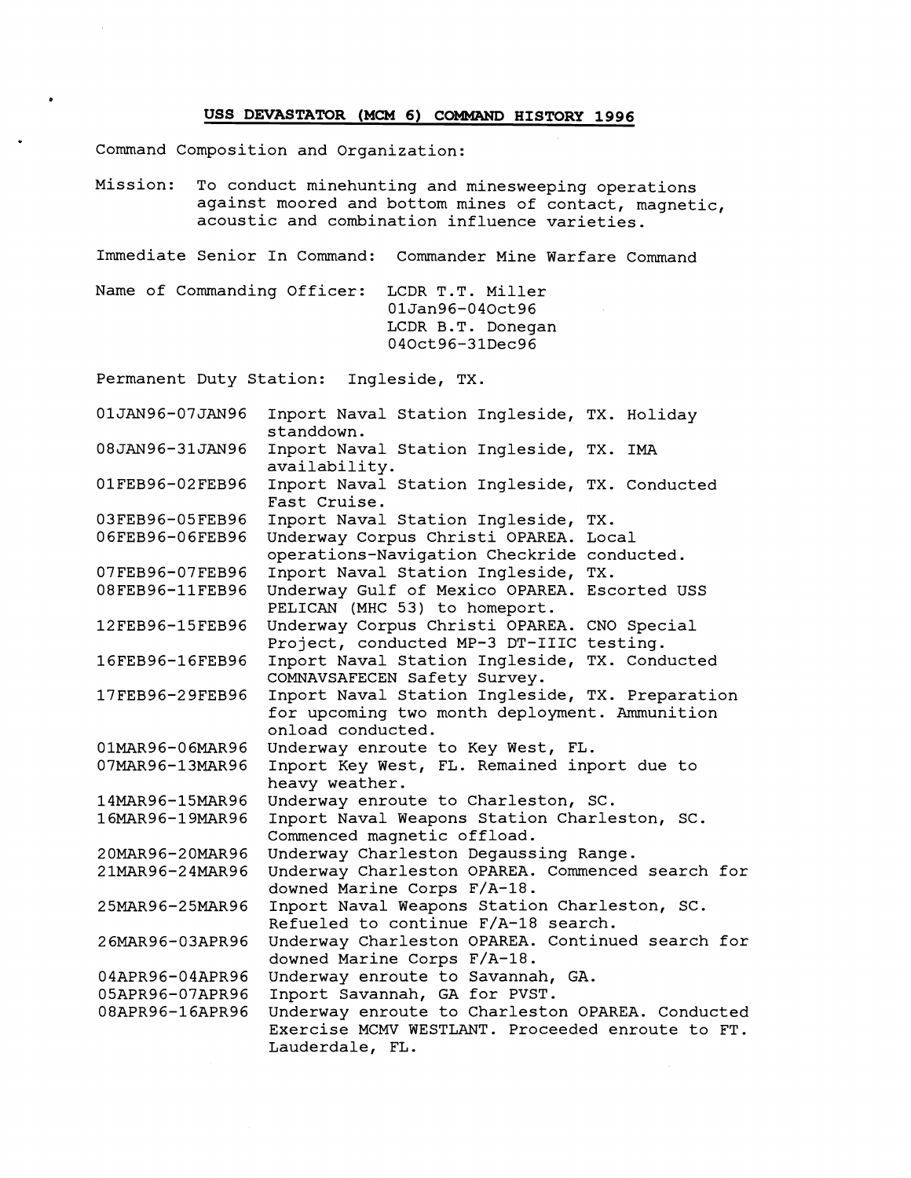# USS DEVASTATOR (MCM 6) COMMAND HISTORY 1996

Command Composition and Organization:

Mission: To conduct minehunting and minesweeping operations against moored and bottom mines of contact, magnetic, acoustic and combination influence varieties.

Immediate Senior In Command: Commander Mine Warfare Command

Name of Commanding Officer: LCDR T.T. Miller
01Jan96-04Oct96
LCDR B.T. Donegan
04Oct96-31Dec96

Permanent Duty Station: Ingleside, TX.

| | |
|---|---|
| 01JAN96-07JAN96 | Inport Naval Station Ingleside, TX. Holiday standdown. |
| 08JAN96-31JAN96 | Inport Naval Station Ingleside, TX. IMA availability. |
| 01FEB96-02FEB96 | Inport Naval Station Ingleside, TX. Conducted Fast Cruise. |
| 03FEB96-05FEB96 | Inport Naval Station Ingleside, TX. |
| 06FEB96-06FEB96 | Underway Corpus Christi OPAREA. Local operations-Navigation Checkride conducted. |
| 07FEB96-07FEB96 | Inport Naval Station Ingleside, TX. |
| 08FEB96-11FEB96 | Underway Gulf of Mexico OPAREA. Escorted USS PELICAN (MHC 53) to homeport. |
| 12FEB96-15FEB96 | Underway Corpus Christi OPAREA. CNO Special Project, conducted MP-3 DT-IIIC testing. |
| 16FEB96-16FEB96 | Inport Naval Station Ingleside, TX. Conducted COMNAVSAFECEN Safety Survey. |
| 17FEB96-29FEB96 | Inport Naval Station Ingleside, TX. Preparation for upcoming two month deployment. Ammunition onload conducted. |
| 01MAR96-06MAR96 | Underway enroute to Key West, FL. |
| 07MAR96-13MAR96 | Inport Key West, FL. Remained inport due to heavy weather. |
| 14MAR96-15MAR96 | Underway enroute to Charleston, SC. |
| 16MAR96-19MAR96 | Inport Naval Weapons Station Charleston, SC. Commenced magnetic offload. |
| 20MAR96-20MAR96 | Underway Charleston Degaussing Range. |
| 21MAR96-24MAR96 | Underway Charleston OPAREA. Commenced search for downed Marine Corps F/A-18. |
| 25MAR96-25MAR96 | Inport Naval Weapons Station Charleston, SC. Refueled to continue F/A-18 search. |
| 26MAR96-03APR96 | Underway Charleston OPAREA. Continued search for downed Marine Corps F/A-18. |
| 04APR96-04APR96 | Underway enroute to Savannah, GA. |
| 05APR96-07APR96 | Inport Savannah, GA for PVST. |
| 08APR96-16APR96 | Underway enroute to Charleston OPAREA. Conducted Exercise MCMV WESTLANT. Proceeded enroute to FT. Lauderdale, FL. |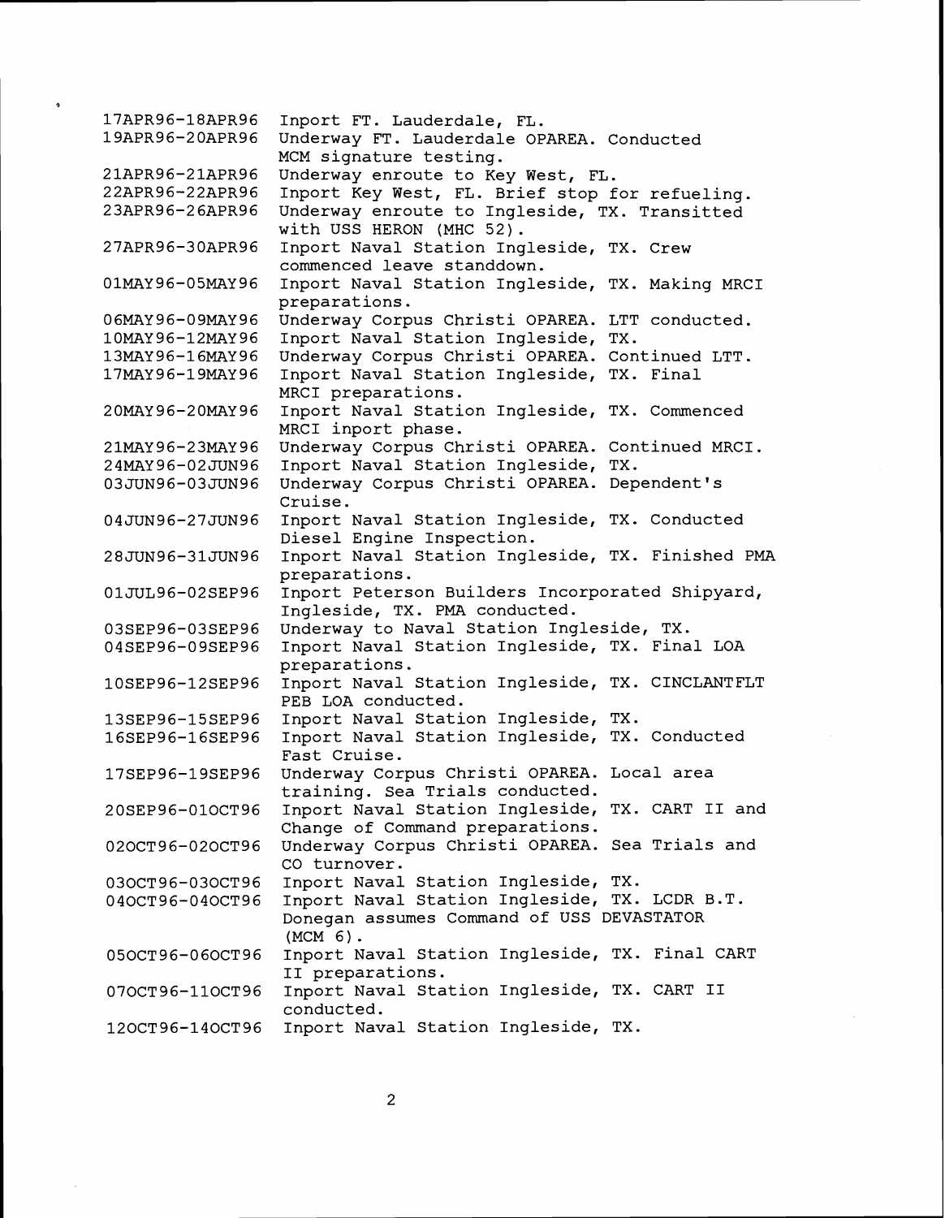| | |
|---|---|
| 17APR96-18APR96 | Inport FT. Lauderdale, FL. |
| 19APR96-20APR96 | Underway FT. Lauderdale OPAREA. Conducted MCM signature testing. |
| 21APR96-21APR96 | Underway enroute to Key West, FL. |
| 22APR96-22APR96 | Inport Key West, FL. Brief stop for refueling. |
| 23APR96-26APR96 | Underway enroute to Ingleside, TX. Transitted with USS HERON (MHC 52). |
| 27APR96-30APR96 | Inport Naval Station Ingleside, TX. Crew commenced leave standdown. |
| 01MAY96-05MAY96 | Inport Naval Station Ingleside, TX. Making MRCI preparations. |
| 06MAY96-09MAY96 | Underway Corpus Christi OPAREA. LTT conducted. |
| 10MAY96-12MAY96 | Inport Naval Station Ingleside, TX. |
| 13MAY96-16MAY96 | Underway Corpus Christi OPAREA. Continued LTT. |
| 17MAY96-19MAY96 | Inport Naval Station Ingleside, TX. Final MRCI preparations. |
| 20MAY96-20MAY96 | Inport Naval Station Ingleside, TX. Commenced MRCI inport phase. |
| 21MAY96-23MAY96 | Underway Corpus Christi OPAREA. Continued MRCI. |
| 24MAY96-02JUN96 | Inport Naval Station Ingleside, TX. |
| 03JUN96-03JUN96 | Underway Corpus Christi OPAREA. Dependent's Cruise. |
| 04JUN96-27JUN96 | Inport Naval Station Ingleside, TX. Conducted Diesel Engine Inspection. |
| 28JUN96-31JUN96 | Inport Naval Station Ingleside, TX. Finished PMA preparations. |
| 01JUL96-02SEP96 | Inport Peterson Builders Incorporated Shipyard, Ingleside, TX. PMA conducted. |
| 03SEP96-03SEP96 | Underway to Naval Station Ingleside, TX. |
| 04SEP96-09SEP96 | Inport Naval Station Ingleside, TX. Final LOA preparations. |
| 10SEP96-12SEP96 | Inport Naval Station Ingleside, TX. CINCLANTFLT PEB LOA conducted. |
| 13SEP96-15SEP96 | Inport Naval Station Ingleside, TX. |
| 16SEP96-16SEP96 | Inport Naval Station Ingleside, TX. Conducted Fast Cruise. |
| 17SEP96-19SEP96 | Underway Corpus Christi OPAREA. Local area training. Sea Trials conducted. |
| 20SEP96-01OCT96 | Inport Naval Station Ingleside, TX. CART II and Change of Command preparations. |
| 02OCT96-02OCT96 | Underway Corpus Christi OPAREA. Sea Trials and CO turnover. |
| 03OCT96-03OCT96 | Inport Naval Station Ingleside, TX. |
| 04OCT96-04OCT96 | Inport Naval Station Ingleside, TX. LCDR B.T. Donegan assumes Command of USS DEVASTATOR (MCM 6). |
| 05OCT96-06OCT96 | Inport Naval Station Ingleside, TX. Final CART II preparations. |
| 07OCT96-11OCT96 | Inport Naval Station Ingleside, TX. CART II conducted. |
| 12OCT96-14OCT96 | Inport Naval Station Ingleside, TX. |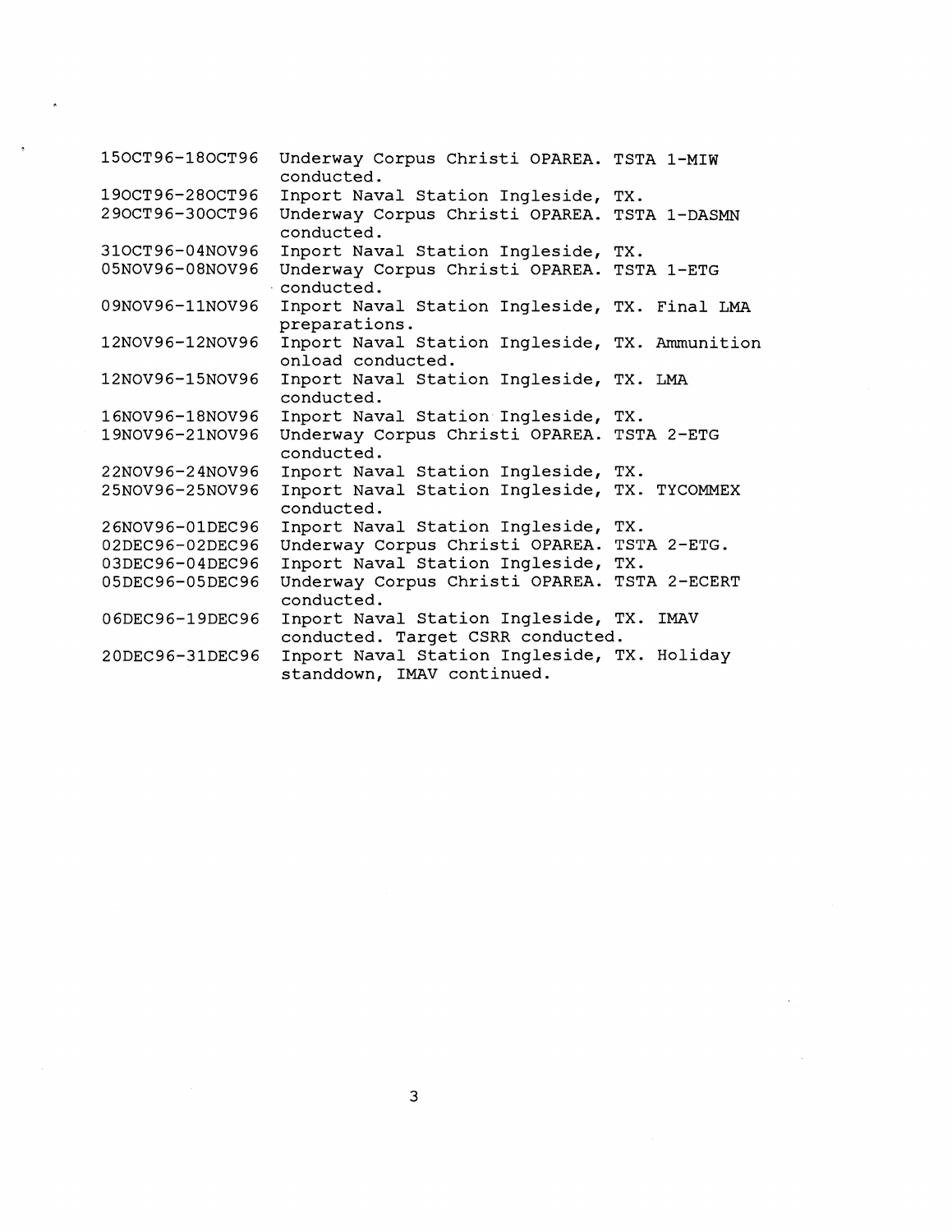| | |
|---|---|
| 15OCT96-18OCT96 | Underway Corpus Christi OPAREA. TSTA 1-MIW conducted. |
| 19OCT96-28OCT96 | Inport Naval Station Ingleside, TX. |
| 29OCT96-30OCT96 | Underway Corpus Christi OPAREA. TSTA 1-DASMN conducted. |
| 31OCT96-04NOV96 | Inport Naval Station Ingleside, TX. |
| 05NOV96-08NOV96 | Underway Corpus Christi OPAREA. TSTA 1-ETG conducted. |
| 09NOV96-11NOV96 | Inport Naval Station Ingleside, TX. Final LMA preparations. |
| 12NOV96-12NOV96 | Inport Naval Station Ingleside, TX. Ammunition onload conducted. |
| 12NOV96-15NOV96 | Inport Naval Station Ingleside, TX. LMA conducted. |
| 16NOV96-18NOV96 | Inport Naval Station Ingleside, TX. |
| 19NOV96-21NOV96 | Underway Corpus Christi OPAREA. TSTA 2-ETG conducted. |
| 22NOV96-24NOV96 | Inport Naval Station Ingleside, TX. |
| 25NOV96-25NOV96 | Inport Naval Station Ingleside, TX. TYCOMMEX conducted. |
| 26NOV96-01DEC96 | Inport Naval Station Ingleside, TX. |
| 02DEC96-02DEC96 | Underway Corpus Christi OPAREA. TSTA 2-ETG. |
| 03DEC96-04DEC96 | Inport Naval Station Ingleside, TX. |
| 05DEC96-05DEC96 | Underway Corpus Christi OPAREA. TSTA 2-ECERT conducted. |
| 06DEC96-19DEC96 | Inport Naval Station Ingleside, TX. IMAV conducted. Target CSRR conducted. |
| 20DEC96-31DEC96 | Inport Naval Station Ingleside, TX. Holiday standdown, IMAV continued. |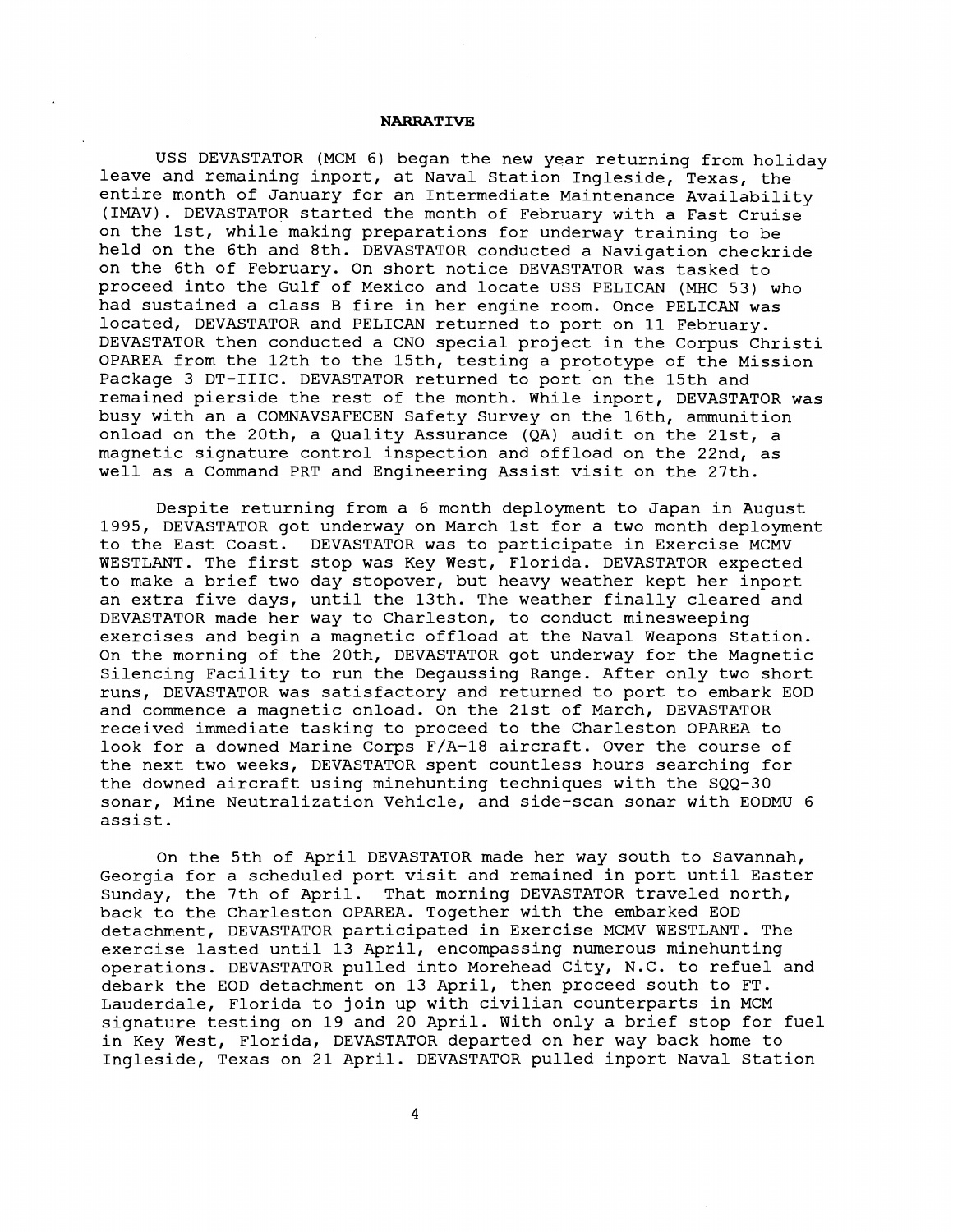**NARRATIVE**

USS DEVASTATOR (MCM 6) began the new year returning from holiday leave and remaining inport, at Naval Station Ingleside, Texas, the entire month of January for an Intermediate Maintenance Availability (IMAV). DEVASTATOR started the month of February with a Fast Cruise on the 1st, while making preparations for underway training to be held on the 6th and 8th. DEVASTATOR conducted a Navigation checkride on the 6th of February. On short notice DEVASTATOR was tasked to proceed into the Gulf of Mexico and locate USS PELICAN (MHC 53) who had sustained a class B fire in her engine room. Once PELICAN was located, DEVASTATOR and PELICAN returned to port on 11 February. DEVASTATOR then conducted a CNO special project in the Corpus Christi OPAREA from the 12th to the 15th, testing a prototype of the Mission Package 3 DT-IIIC. DEVASTATOR returned to port on the 15th and remained pierside the rest of the month. While inport, DEVASTATOR was busy with an a COMNAVSAFECEN Safety Survey on the 16th, ammunition onload on the 20th, a Quality Assurance (QA) audit on the 21st, a magnetic signature control inspection and offload on the 22nd, as well as a Command PRT and Engineering Assist visit on the 27th.

Despite returning from a 6 month deployment to Japan in August 1995, DEVASTATOR got underway on March 1st for a two month deployment to the East Coast. DEVASTATOR was to participate in Exercise MCMV WESTLANT. The first stop was Key West, Florida. DEVASTATOR expected to make a brief two day stopover, but heavy weather kept her inport an extra five days, until the 13th. The weather finally cleared and DEVASTATOR made her way to Charleston, to conduct minesweeping exercises and begin a magnetic offload at the Naval Weapons Station. On the morning of the 20th, DEVASTATOR got underway for the Magnetic Silencing Facility to run the Degaussing Range. After only two short runs, DEVASTATOR was satisfactory and returned to port to embark EOD and commence a magnetic onload. On the 21st of March, DEVASTATOR received immediate tasking to proceed to the Charleston OPAREA to look for a downed Marine Corps F/A-18 aircraft. Over the course of the next two weeks, DEVASTATOR spent countless hours searching for the downed aircraft using minehunting techniques with the SQQ-30 sonar, Mine Neutralization Vehicle, and side-scan sonar with EODMU 6 assist.

On the 5th of April DEVASTATOR made her way south to Savannah, Georgia for a scheduled port visit and remained in port until Easter Sunday, the 7th of April. That morning DEVASTATOR traveled north, back to the Charleston OPAREA. Together with the embarked EOD detachment, DEVASTATOR participated in Exercise MCMV WESTLANT. The exercise lasted until 13 April, encompassing numerous minehunting operations. DEVASTATOR pulled into Morehead City, N.C. to refuel and debark the EOD detachment on 13 April, then proceed south to FT. Lauderdale, Florida to join up with civilian counterparts in MCM signature testing on 19 and 20 April. With only a brief stop for fuel in Key West, Florida, DEVASTATOR departed on her way back home to Ingleside, Texas on 21 April. DEVASTATOR pulled inport Naval Station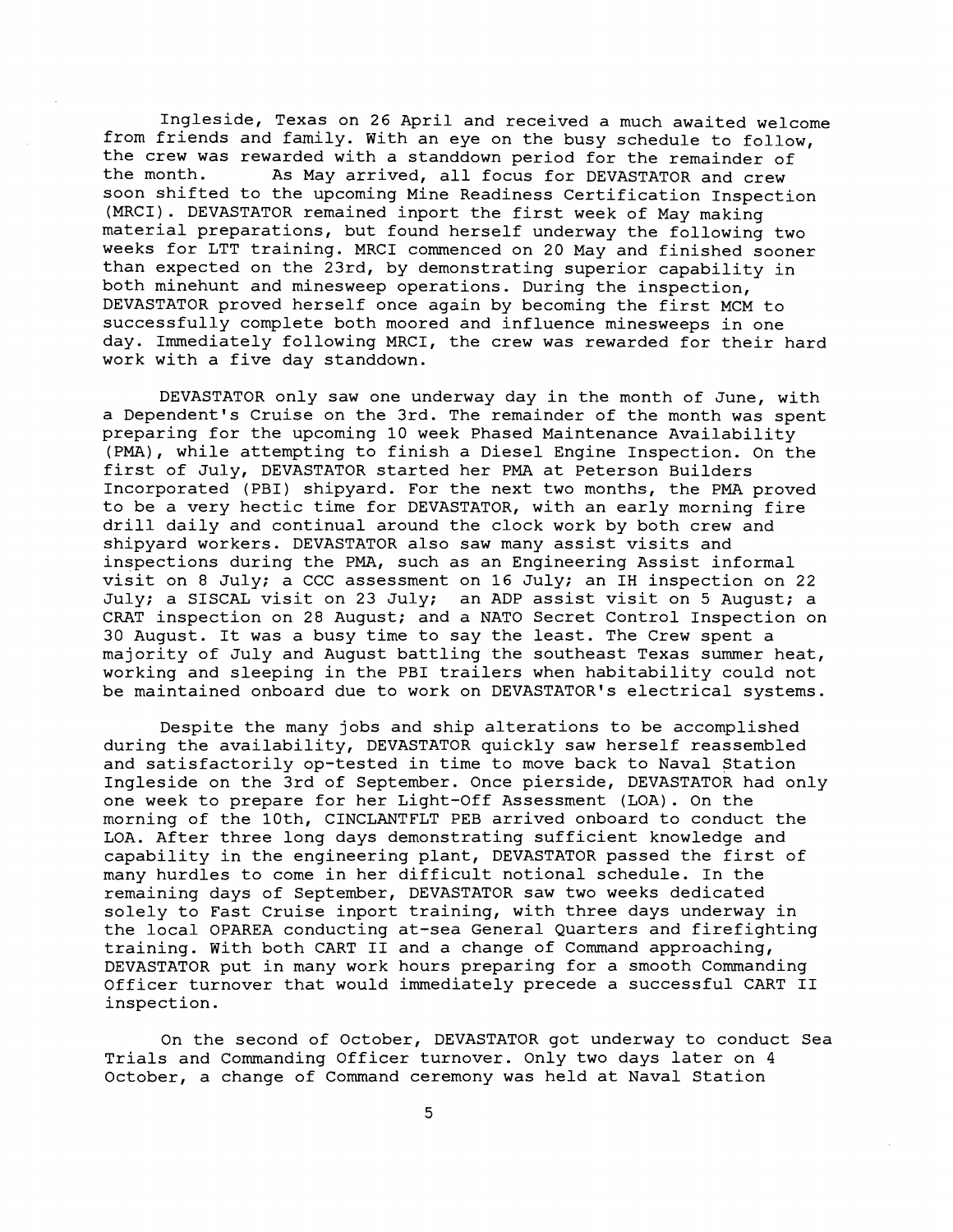Ingleside, Texas on 26 April and received a much awaited welcome from friends and family. With an eye on the busy schedule to follow, the crew was rewarded with a standdown period for the remainder of the month. As May arrived, all focus for DEVASTATOR and crew soon shifted to the upcoming Mine Readiness Certification Inspection (MRCI). DEVASTATOR remained inport the first week of May making material preparations, but found herself underway the following two weeks for LTT training. MRCI commenced on 20 May and finished sooner than expected on the 23rd, by demonstrating superior capability in both minehunt and minesweep operations. During the inspection, DEVASTATOR proved herself once again by becoming the first MCM to successfully complete both moored and influence minesweeps in one day. Immediately following MRCI, the crew was rewarded for their hard work with a five day standdown.

DEVASTATOR only saw one underway day in the month of June, with a Dependent's Cruise on the 3rd. The remainder of the month was spent preparing for the upcoming 10 week Phased Maintenance Availability (PMA), while attempting to finish a Diesel Engine Inspection. On the first of July, DEVASTATOR started her PMA at Peterson Builders Incorporated (PBI) shipyard. For the next two months, the PMA proved to be a very hectic time for DEVASTATOR, with an early morning fire drill daily and continual around the clock work by both crew and shipyard workers. DEVASTATOR also saw many assist visits and inspections during the PMA, such as an Engineering Assist informal visit on 8 July; a CCC assessment on 16 July; an IH inspection on 22 July; a SISCAL visit on 23 July; an ADP assist visit on 5 August; a CRAT inspection on 28 August; and a NATO Secret Control Inspection on 30 August. It was a busy time to say the least. The Crew spent a majority of July and August battling the southeast Texas summer heat, working and sleeping in the PBI trailers when habitability could not be maintained onboard due to work on DEVASTATOR's electrical systems.

Despite the many jobs and ship alterations to be accomplished during the availability, DEVASTATOR quickly saw herself reassembled and satisfactorily op-tested in time to move back to Naval Station Ingleside on the 3rd of September. Once pierside, DEVASTATOR had only one week to prepare for her Light-Off Assessment (LOA). On the morning of the 10th, CINCLANTFLT PEB arrived onboard to conduct the LOA. After three long days demonstrating sufficient knowledge and capability in the engineering plant, DEVASTATOR passed the first of many hurdles to come in her difficult notional schedule. In the remaining days of September, DEVASTATOR saw two weeks dedicated solely to Fast Cruise inport training, with three days underway in the local OPAREA conducting at-sea General Quarters and firefighting training. With both CART II and a change of Command approaching, DEVASTATOR put in many work hours preparing for a smooth Commanding Officer turnover that would immediately precede a successful CART II inspection.

On the second of October, DEVASTATOR got underway to conduct Sea Trials and Commanding Officer turnover. Only two days later on 4 October, a change of Command ceremony was held at Naval Station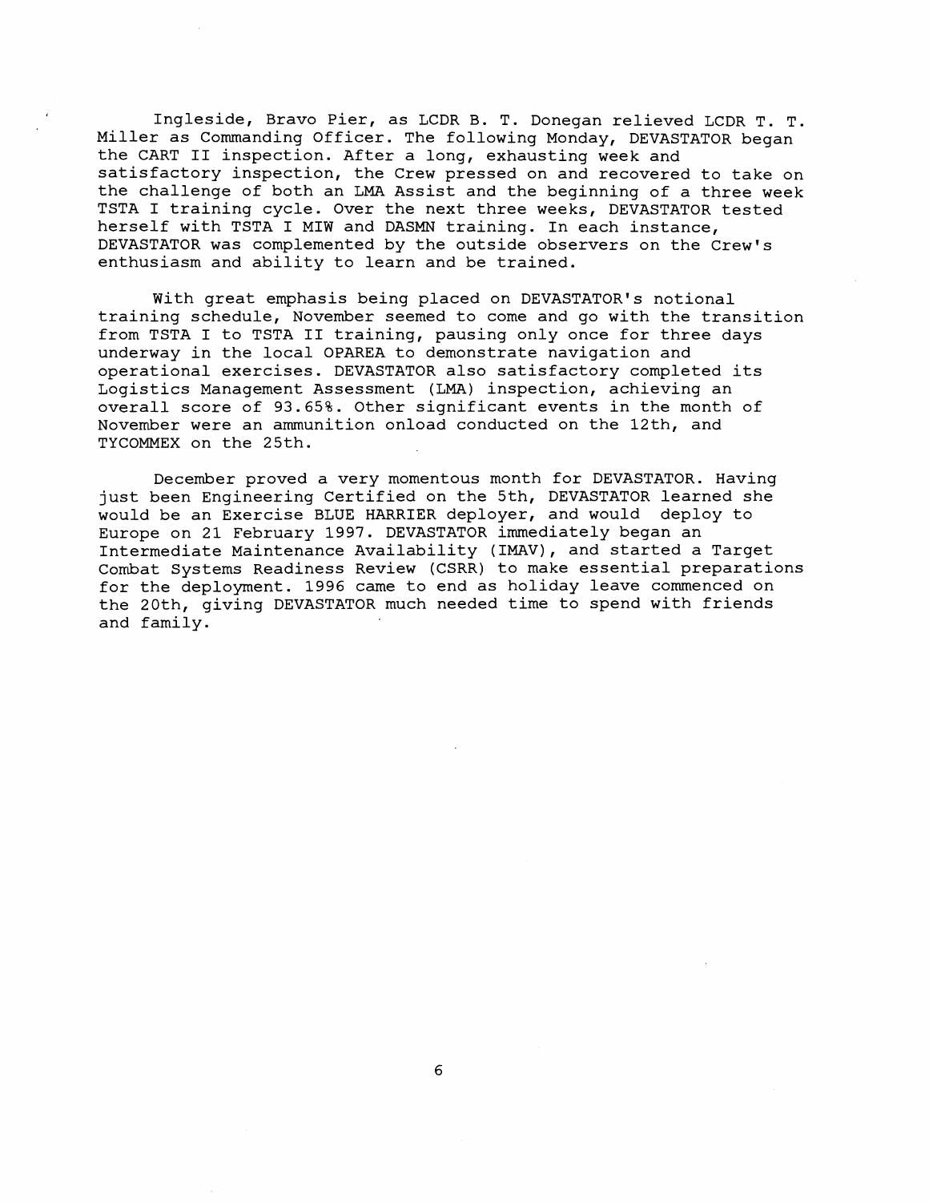Ingleside, Bravo Pier, as LCDR B. T. Donegan relieved LCDR T. T. Miller as Commanding Officer. The following Monday, DEVASTATOR began the CART II inspection. After a long, exhausting week and satisfactory inspection, the Crew pressed on and recovered to take on the challenge of both an LMA Assist and the beginning of a three week TSTA I training cycle. Over the next three weeks, DEVASTATOR tested herself with TSTA I MIW and DASMN training. In each instance, DEVASTATOR was complemented by the outside observers on the Crew's enthusiasm and ability to learn and be trained.

With great emphasis being placed on DEVASTATOR's notional training schedule, November seemed to come and go with the transition from TSTA I to TSTA II training, pausing only once for three days underway in the local OPAREA to demonstrate navigation and operational exercises. DEVASTATOR also satisfactory completed its Logistics Management Assessment (LMA) inspection, achieving an overall score of 93.65%. Other significant events in the month of November were an ammunition onload conducted on the 12th, and TYCOMMEX on the 25th.

December proved a very momentous month for DEVASTATOR. Having just been Engineering Certified on the 5th, DEVASTATOR learned she would be an Exercise BLUE HARRIER deployer, and would deploy to Europe on 21 February 1997. DEVASTATOR immediately began an Intermediate Maintenance Availability (IMAV), and started a Target Combat Systems Readiness Review (CSRR) to make essential preparations for the deployment. 1996 came to end as holiday leave commenced on the 20th, giving DEVASTATOR much needed time to spend with friends and family.